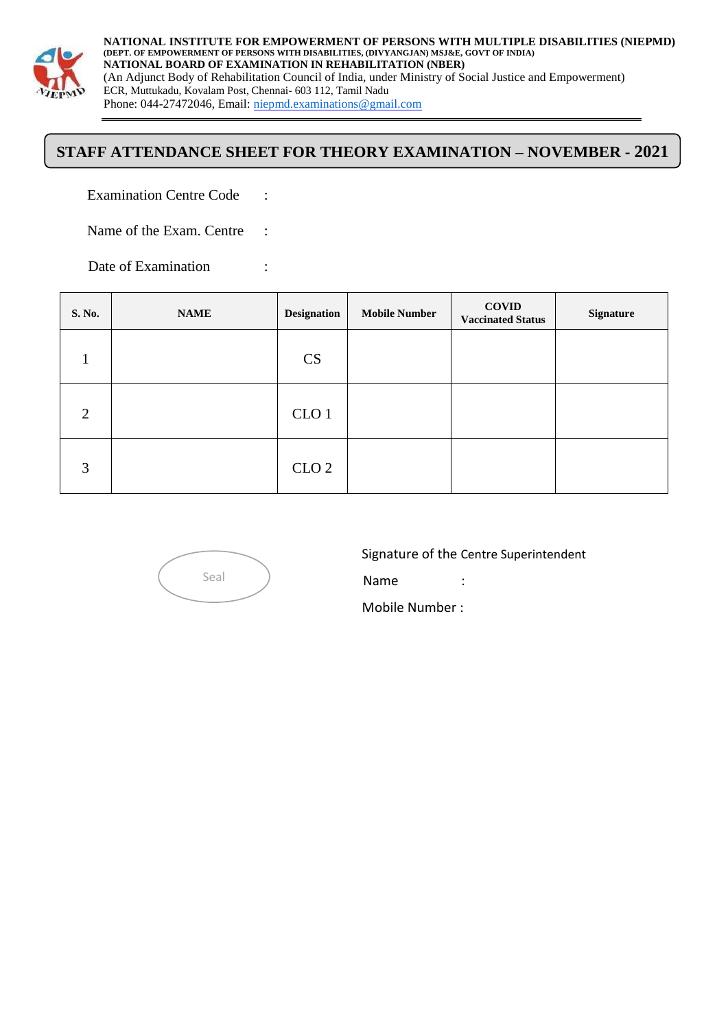**NATIONAL INSTITUTE FOR EMPOWERMENT OF PERSONS WITH MULTIPLE DISABILITIES (NIEPMD)**
**(DEPT. OF EMPOWERMENT OF PERSONS WITH DISABILITIES, (DIVYANGJAN) MSJ&E, GOVT OF INDIA)**
**NATIONAL BOARD OF EXAMINATION IN REHABILITATION (NBER)**
(An Adjunct Body of Rehabilitation Council of India, under Ministry of Social Justice and Empowerment)
ECR, Muttukadu, Kovalam Post, Chennai- 603 112, Tamil Nadu
Phone: 044-27472046, Email: niepmd.examinations@gmail.com

## STAFF ATTENDANCE SHEET FOR THEORY EXAMINATION – NOVEMBER - 2021

Examination Centre Code :

Name of the Exam. Centre :

Date of Examination :

| S. No. | NAME | Designation | Mobile Number | COVID Vaccinated Status | Signature |
|---|---|---|---|---|---|
| 1 | | CS | | | |
| 2 | | CLO 1 | | | |
| 3 | | CLO 2 | | | |

Seal

Signature of the Centre Superintendent

Name :

Mobile Number :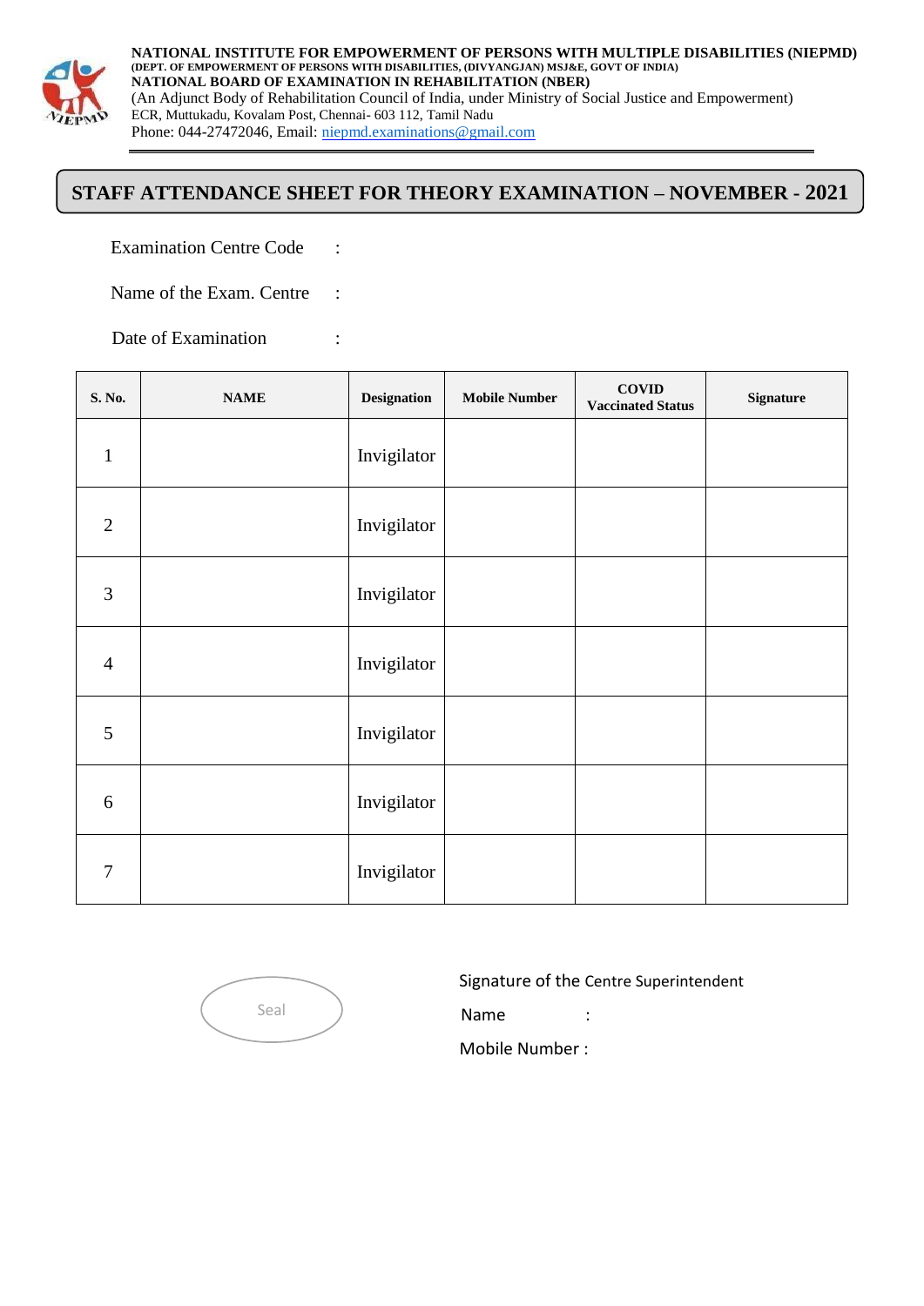**NATIONAL INSTITUTE FOR EMPOWERMENT OF PERSONS WITH MULTIPLE DISABILITIES (NIEPMD)**
**(DEPT. OF EMPOWERMENT OF PERSONS WITH DISABILITIES, (DIVYANGJAN) MSJ&E, GOVT OF INDIA)**
**NATIONAL BOARD OF EXAMINATION IN REHABILITATION (NBER)**
(An Adjunct Body of Rehabilitation Council of India, under Ministry of Social Justice and Empowerment)
ECR, Muttukadu, Kovalam Post, Chennai- 603 112, Tamil Nadu
Phone: 044-27472046, Email: niepmd.examinations@gmail.com

## STAFF ATTENDANCE SHEET FOR THEORY EXAMINATION – NOVEMBER - 2021

Examination Centre Code :

Name of the Exam. Centre :

Date of Examination :

| S. No. | NAME | Designation | Mobile Number | COVID Vaccinated Status | Signature |
|---|---|---|---|---|---|
| 1 | | Invigilator | | | |
| 2 | | Invigilator | | | |
| 3 | | Invigilator | | | |
| 4 | | Invigilator | | | |
| 5 | | Invigilator | | | |
| 6 | | Invigilator | | | |
| 7 | | Invigilator | | | |

Seal

Signature of the Centre Superintendent

Name :

Mobile Number :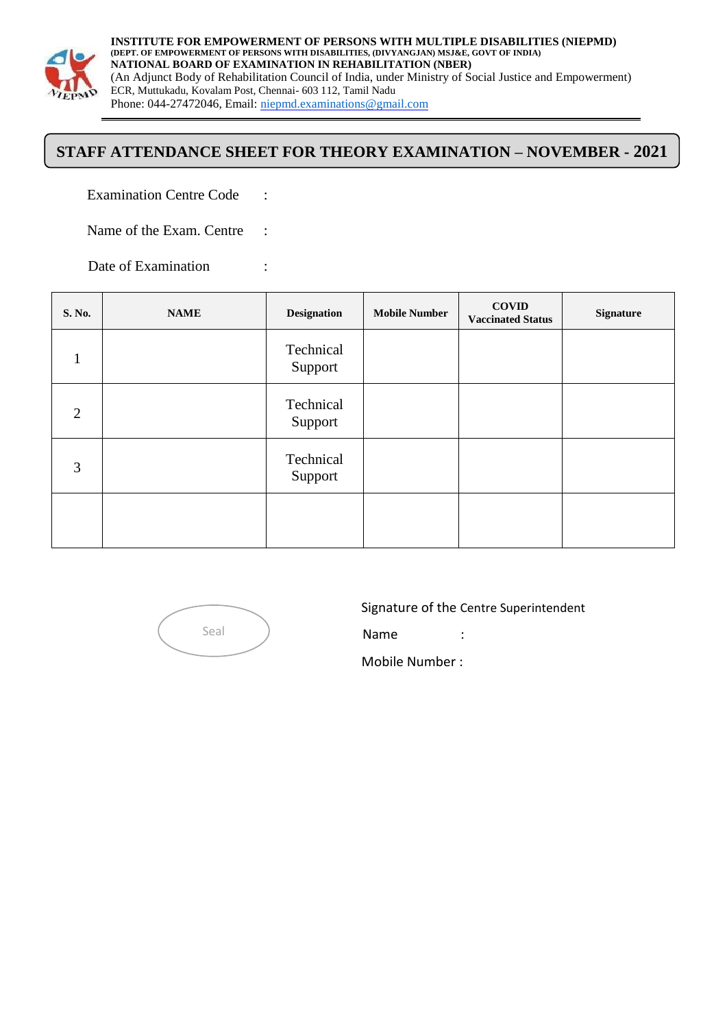**INSTITUTE FOR EMPOWERMENT OF PERSONS WITH MULTIPLE DISABILITIES (NIEPMD)**
**(DEPT. OF EMPOWERMENT OF PERSONS WITH DISABILITIES, (DIVYANGJAN) MSJ&E, GOVT OF INDIA)**
**NATIONAL BOARD OF EXAMINATION IN REHABILITATION (NBER)**
(An Adjunct Body of Rehabilitation Council of India, under Ministry of Social Justice and Empowerment)
ECR, Muttukadu, Kovalam Post, Chennai- 603 112, Tamil Nadu
Phone: 044-27472046, Email: niepmd.examinations@gmail.com

# STAFF ATTENDANCE SHEET FOR THEORY EXAMINATION – NOVEMBER - 2021

Examination Centre Code :

Name of the Exam. Centre :

Date of Examination :

| S. No. | NAME | Designation | Mobile Number | COVID Vaccinated Status | Signature |
|---|---|---|---|---|---|
| 1 | | Technical Support | | | |
| 2 | | Technical Support | | | |
| 3 | | Technical Support | | | |
| | | | | | |

Seal

Signature of the Centre Superintendent

Name :

Mobile Number :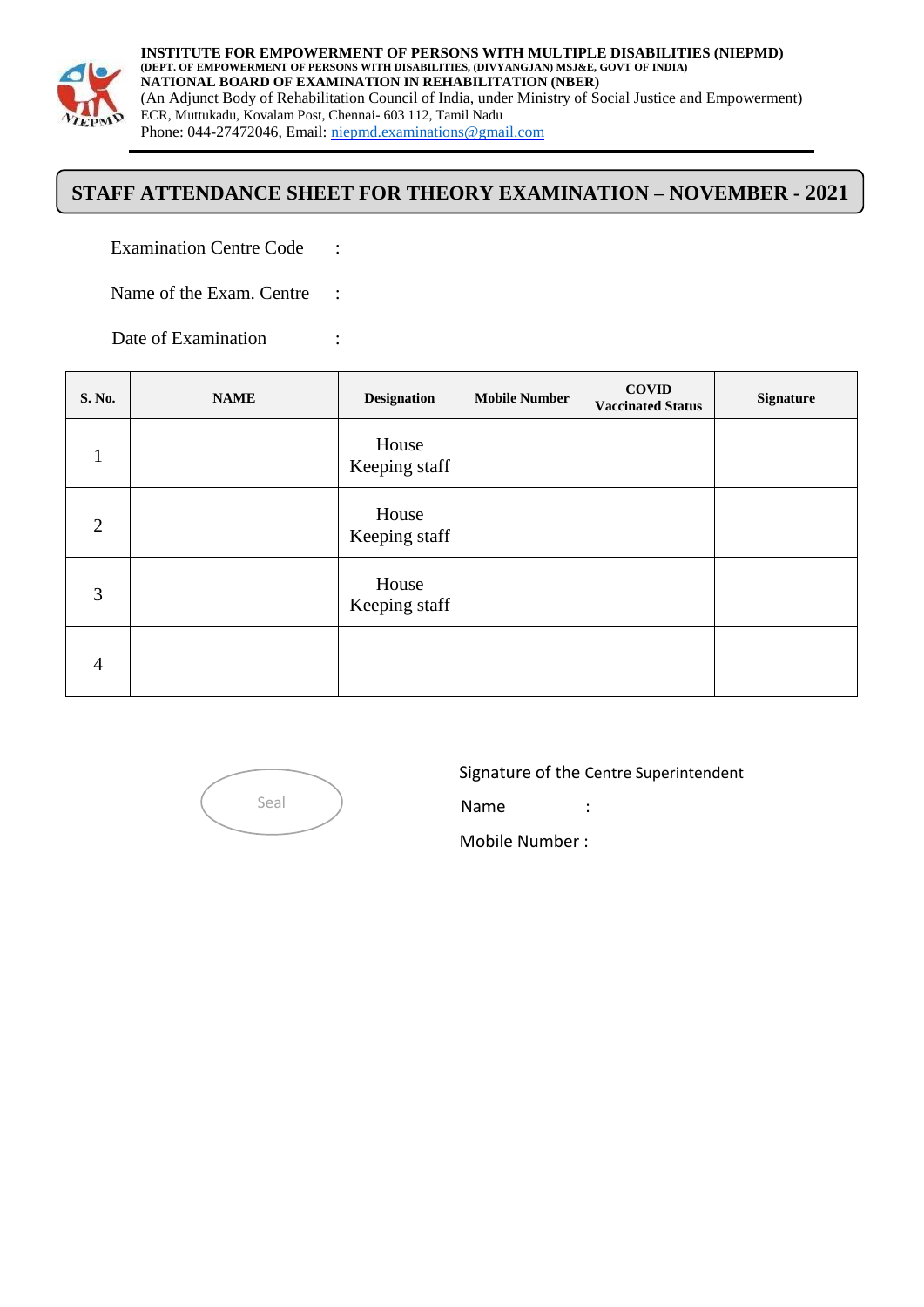**INSTITUTE FOR EMPOWERMENT OF PERSONS WITH MULTIPLE DISABILITIES (NIEPMD)**
**(DEPT. OF EMPOWERMENT OF PERSONS WITH DISABILITIES, (DIVYANGJAN) MSJ&E, GOVT OF INDIA)**
**NATIONAL BOARD OF EXAMINATION IN REHABILITATION (NBER)**
(An Adjunct Body of Rehabilitation Council of India, under Ministry of Social Justice and Empowerment)
ECR, Muttukadu, Kovalam Post, Chennai- 603 112, Tamil Nadu
Phone: 044-27472046, Email: niepmd.examinations@gmail.com

## STAFF ATTENDANCE SHEET FOR THEORY EXAMINATION – NOVEMBER - 2021

Examination Centre Code :

Name of the Exam. Centre :

Date of Examination :

| S. No. | NAME | Designation | Mobile Number | COVID Vaccinated Status | Signature |
|---|---|---|---|---|---|
| 1 | | House Keeping staff | | | |
| 2 | | House Keeping staff | | | |
| 3 | | House Keeping staff | | | |
| 4 | | | | | |

Seal

Signature of the Centre Superintendent

Name :

Mobile Number :